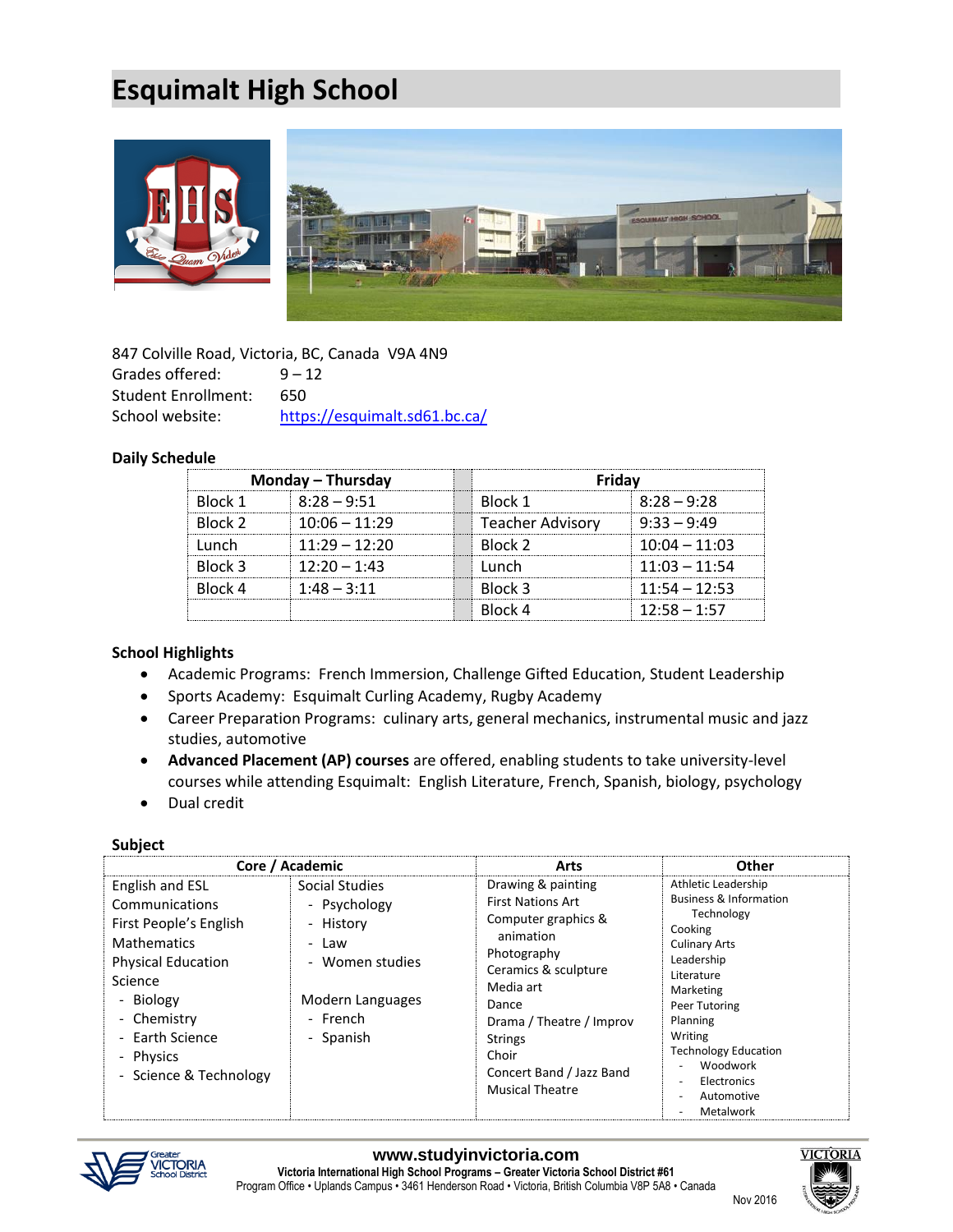# Esquimalt High School

847 Colville Road, Victoria, BC, Canada V9A 4N9
Grades offered: 9 – 12
Student Enrollment: 650
School website: https://esquimalt.sd61.bc.ca/

**Daily Schedule**

| Monday – Thursday | | | Friday | |
|---|---|---|---|---|
| Block 1 | 8:28 – 9:51 | | Block 1 | 8:28 – 9:28 |
| Block 2 | 10:06 – 11:29 | | Teacher Advisory | 9:33 – 9:49 |
| Lunch | 11:29 – 12:20 | | Block 2 | 10:04 – 11:03 |
| Block 3 | 12:20 – 1:43 | | Lunch | 11:03 – 11:54 |
| Block 4 | 1:48 – 3:11 | | Block 3 | 11:54 – 12:53 |
| | | | Block 4 | 12:58 – 1:57 |

**School Highlights**

- Academic Programs: French Immersion, Challenge Gifted Education, Student Leadership
- Sports Academy: Esquimalt Curling Academy, Rugby Academy
- Career Preparation Programs: culinary arts, general mechanics, instrumental music and jazz studies, automotive
- **Advanced Placement (AP) courses** are offered, enabling students to take university-level courses while attending Esquimalt: English Literature, French, Spanish, biology, psychology
- Dual credit

**Subject**

| Core / Academic | | Arts | Other |
|---|---|---|---|
| English and ESL<br>Communications<br>First People's English<br>Mathematics<br>Physical Education<br>Science<br>- Biology<br>- Chemistry<br>- Earth Science<br>- Physics<br>- Science & Technology | Social Studies<br>- Psychology<br>- History<br>- Law<br>- Women studies<br><br>Modern Languages<br>- French<br>- Spanish | Drawing & painting<br>First Nations Art<br>Computer graphics & animation<br>Photography<br>Ceramics & sculpture<br>Media art<br>Dance<br>Drama / Theatre / Improv<br>Strings<br>Choir<br>Concert Band / Jazz Band<br>Musical Theatre | Athletic Leadership<br>Business & Information Technology<br>Cooking<br>Culinary Arts<br>Leadership<br>Literature<br>Marketing<br>Peer Tutoring<br>Planning<br>Writing<br>Technology Education<br>- Woodwork<br>- Electronics<br>- Automotive<br>- Metalwork |

www.studyinvictoria.com
Victoria International High School Programs – Greater Victoria School District #61
Program Office • Uplands Campus • 3461 Henderson Road • Victoria, British Columbia V8P 5A8 • Canada
Nov 2016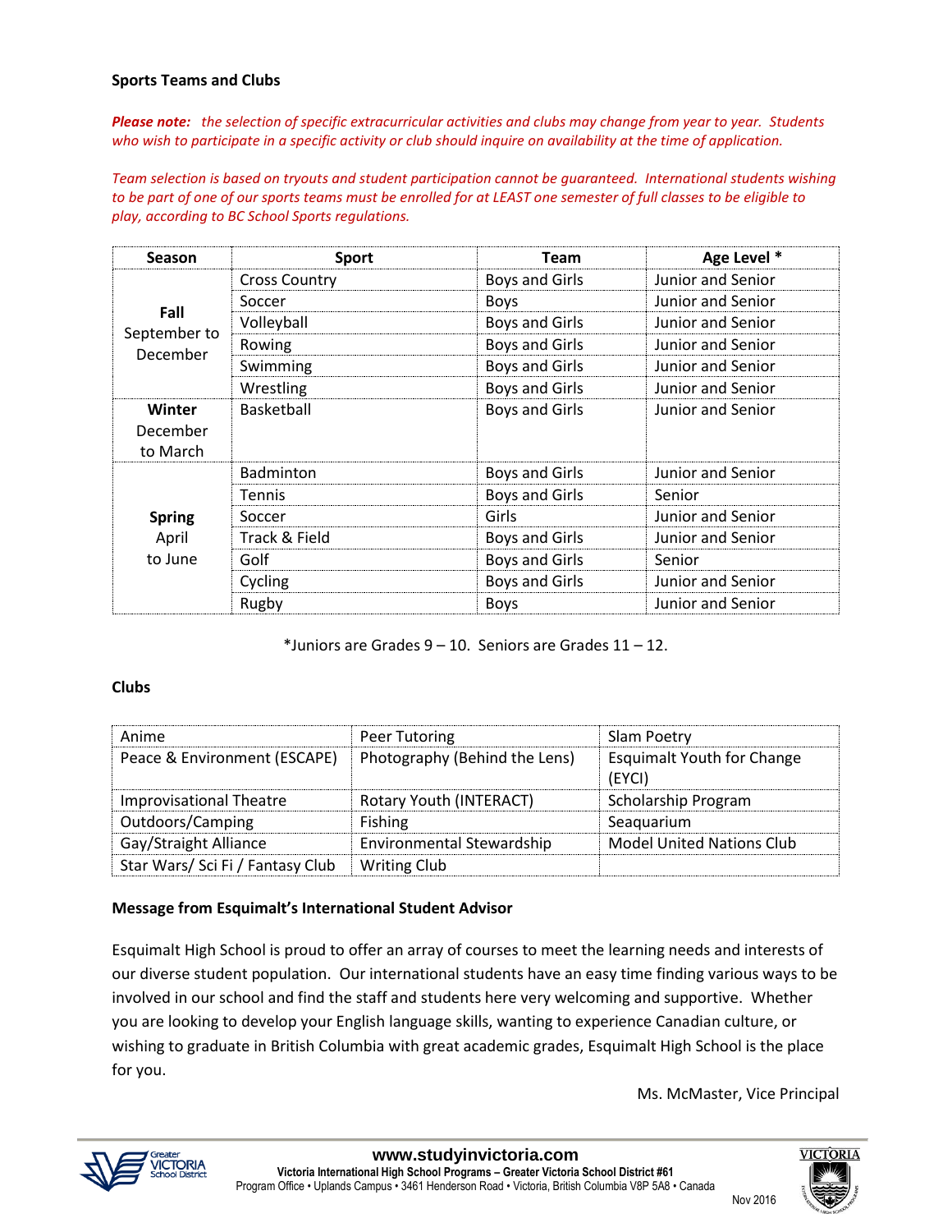**Sports Teams and Clubs**

***Please note:*** *the selection of specific extracurricular activities and clubs may change from year to year. Students who wish to participate in a specific activity or club should inquire on availability at the time of application.*

*Team selection is based on tryouts and student participation cannot be guaranteed. International students wishing to be part of one of our sports teams must be enrolled for at LEAST one semester of full classes to be eligible to play, according to BC School Sports regulations.*

| Season | Sport | Team | Age Level * |
|---|---|---|---|
| **Fall** September to December | Cross Country | Boys and Girls | Junior and Senior |
| | Soccer | Boys | Junior and Senior |
| | Volleyball | Boys and Girls | Junior and Senior |
| | Rowing | Boys and Girls | Junior and Senior |
| | Swimming | Boys and Girls | Junior and Senior |
| | Wrestling | Boys and Girls | Junior and Senior |
| **Winter** December to March | Basketball | Boys and Girls | Junior and Senior |
| **Spring** April to June | Badminton | Boys and Girls | Junior and Senior |
| | Tennis | Boys and Girls | Senior |
| | Soccer | Girls | Junior and Senior |
| | Track & Field | Boys and Girls | Junior and Senior |
| | Golf | Boys and Girls | Senior |
| | Cycling | Boys and Girls | Junior and Senior |
| | Rugby | Boys | Junior and Senior |

*Juniors are Grades 9 – 10. Seniors are Grades 11 – 12.

**Clubs**

| | | |
|---|---|---|
| Anime | Peer Tutoring | Slam Poetry |
| Peace & Environment (ESCAPE) | Photography (Behind the Lens) | Esquimalt Youth for Change (EYCI) |
| Improvisational Theatre | Rotary Youth (INTERACT) | Scholarship Program |
| Outdoors/Camping | Fishing | Seaquarium |
| Gay/Straight Alliance | Environmental Stewardship | Model United Nations Club |
| Star Wars/ Sci Fi / Fantasy Club | Writing Club | |

**Message from Esquimalt's International Student Advisor**

Esquimalt High School is proud to offer an array of courses to meet the learning needs and interests of our diverse student population. Our international students have an easy time finding various ways to be involved in our school and find the staff and students here very welcoming and supportive. Whether you are looking to develop your English language skills, wanting to experience Canadian culture, or wishing to graduate in British Columbia with great academic grades, Esquimalt High School is the place for you.

Ms. McMaster, Vice Principal

**www.studyinvictoria.com**
**Victoria International High School Programs – Greater Victoria School District #61**
Program Office • Uplands Campus • 3461 Henderson Road • Victoria, British Columbia V8P 5A8 • Canada

Nov 2016